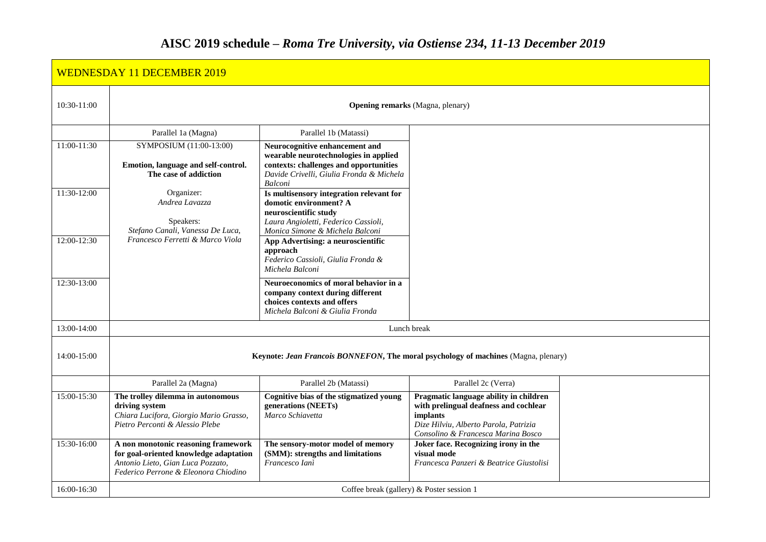# AISC 2019 schedule – *Roma Tre University, via Ostiense 234, 11-13 December 2019*

## WEDNESDAY 11 DECEMBER 2019

| Time | | | | |
|---|---|---|---|---|
| 10:30-11:00 | **Opening remarks** (Magna, plenary) | | | |
| | Parallel 1a (Magna) | Parallel 1b (Matassi) | | |
| 11:00-11:30 | SYMPOSIUM (11:00-13:00)<br><br>**Emotion, language and self-control. The case of addiction**<br><br>Organizer:<br>*Andrea Lavazza*<br><br>Speakers:<br>*Stefano Canali, Vanessa De Luca, Francesco Ferretti & Marco Viola* | **Neurocognitive enhancement and wearable neurotechnologies in applied contexts: challenges and opportunities**<br>*Davide Crivelli, Giulia Fronda & Michela Balconi* | | |
| 11:30-12:00 | | **Is multisensory integration relevant for domotic environment? A neuroscientific study**<br>*Laura Angioletti, Federico Cassioli, Monica Simone & Michela Balconi* | | |
| 12:00-12:30 | | **App Advertising: a neuroscientific approach**<br>*Federico Cassioli, Giulia Fronda & Michela Balconi* | | |
| 12:30-13:00 | | **Neuroeconomics of moral behavior in a company context during different choices contexts and offers**<br>*Michela Balconi & Giulia Fronda* | | |
| 13:00-14:00 | Lunch break | | | |
| 14:00-15:00 | **Keynote: *Jean Francois BONNEFON*, The moral psychology of machines** (Magna, plenary) | | | |
| | Parallel 2a (Magna) | Parallel 2b (Matassi) | Parallel 2c (Verra) | |
| 15:00-15:30 | **The trolley dilemma in autonomous driving system**<br>*Chiara Lucifora, Giorgio Mario Grasso, Pietro Perconti & Alessio Plebe* | **Cognitive bias of the stigmatized young generations (NEETs)**<br>*Marco Schiavetta* | **Pragmatic language ability in children with prelingual deafness and cochlear implants**<br>*Dize Hilviu, Alberto Parola, Patrizia Consolino & Francesca Marina Bosco* | |
| 15:30-16:00 | **A non monotonic reasoning framework for goal-oriented knowledge adaptation**<br>*Antonio Lieto, Gian Luca Pozzato, Federico Perrone & Eleonora Chiodino* | **The sensory-motor model of memory (SMM): strengths and limitations**<br>*Francesco Ianì* | **Joker face. Recognizing irony in the visual mode**<br>*Francesca Panzeri & Beatrice Giustolisi* | |
| 16:00-16:30 | Coffee break (gallery) & Poster session 1 | | | |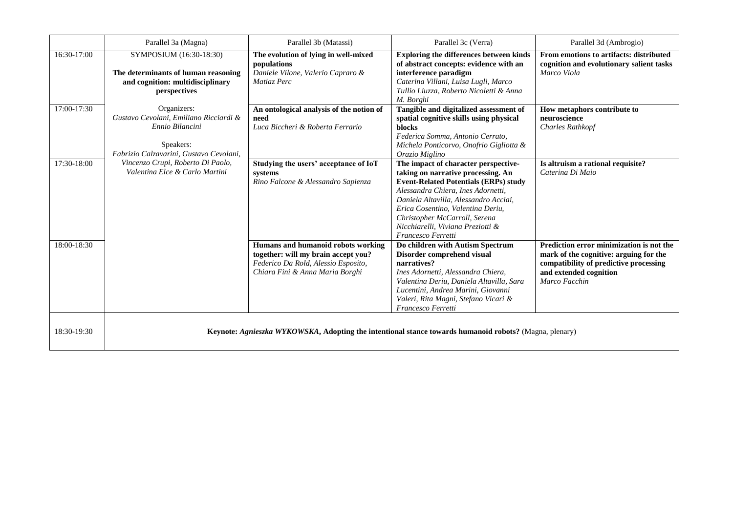| | Parallel 3a (Magna) | Parallel 3b (Matassi) | Parallel 3c (Verra) | Parallel 3d (Ambrogio) |
|---|---|---|---|---|
| 16:30-17:00 | SYMPOSIUM (16:30-18:30)<br><br>**The determinants of human reasoning and cognition: multidisciplinary perspectives**<br><br>Organizers:<br>*Gustavo Cevolani, Emiliano Ricciardi & Ennio Bilancini*<br><br>Speakers:<br>*Fabrizio Calzavarini, Gustavo Cevolani, Vincenzo Crupi, Roberto Di Paolo, Valentina Elce & Carlo Martini* | **The evolution of lying in well-mixed populations**<br>*Daniele Vilone, Valerio Capraro & Matiaz Perc* | **Exploring the differences between kinds of abstract concepts: evidence with an interference paradigm**<br>*Caterina Villani, Luisa Lugli, Marco Tullio Liuzza, Roberto Nicoletti & Anna M. Borghi* | **From emotions to artifacts: distributed cognition and evolutionary salient tasks**<br>*Marco Viola* |
| 17:00-17:30 | | **An ontological analysis of the notion of need**<br>*Luca Biccheri & Roberta Ferrario* | **Tangible and digitalized assessment of spatial cognitive skills using physical blocks**<br>*Federica Somma, Antonio Cerrato, Michela Ponticorvo, Onofrio Gigliotta & Orazio Miglino* | **How metaphors contribute to neuroscience**<br>*Charles Rathkopf* |
| 17:30-18:00 | | **Studying the users' acceptance of IoT systems**<br>*Rino Falcone & Alessandro Sapienza* | **The impact of character perspective-taking on narrative processing. An Event-Related Potentials (ERPs) study**<br>*Alessandra Chiera, Ines Adornetti, Daniela Altavilla, Alessandro Acciai, Erica Cosentino, Valentina Deriu, Christopher McCarroll, Serena Nicchiarelli, Viviana Preziotti & Francesco Ferretti* | **Is altruism a rational requisite?**<br>*Caterina Di Maio* |
| 18:00-18:30 | | **Humans and humanoid robots working together: will my brain accept you?**<br>*Federico Da Rold, Alessio Esposito, Chiara Fini & Anna Maria Borghi* | **Do children with Autism Spectrum Disorder comprehend visual narratives?**<br>*Ines Adornetti, Alessandra Chiera, Valentina Deriu, Daniela Altavilla, Sara Lucentini, Andrea Marini, Giovanni Valeri, Rita Magni, Stefano Vicari & Francesco Ferretti* | **Prediction error minimization is not the mark of the cognitive: arguing for the compatibility of predictive processing and extended cognition**<br>*Marco Facchin* |
| 18:30-19:30 | **Keynote: *Agnieszka WYKOWSKA*, Adopting the intentional stance towards humanoid robots?** (Magna, plenary) | | | |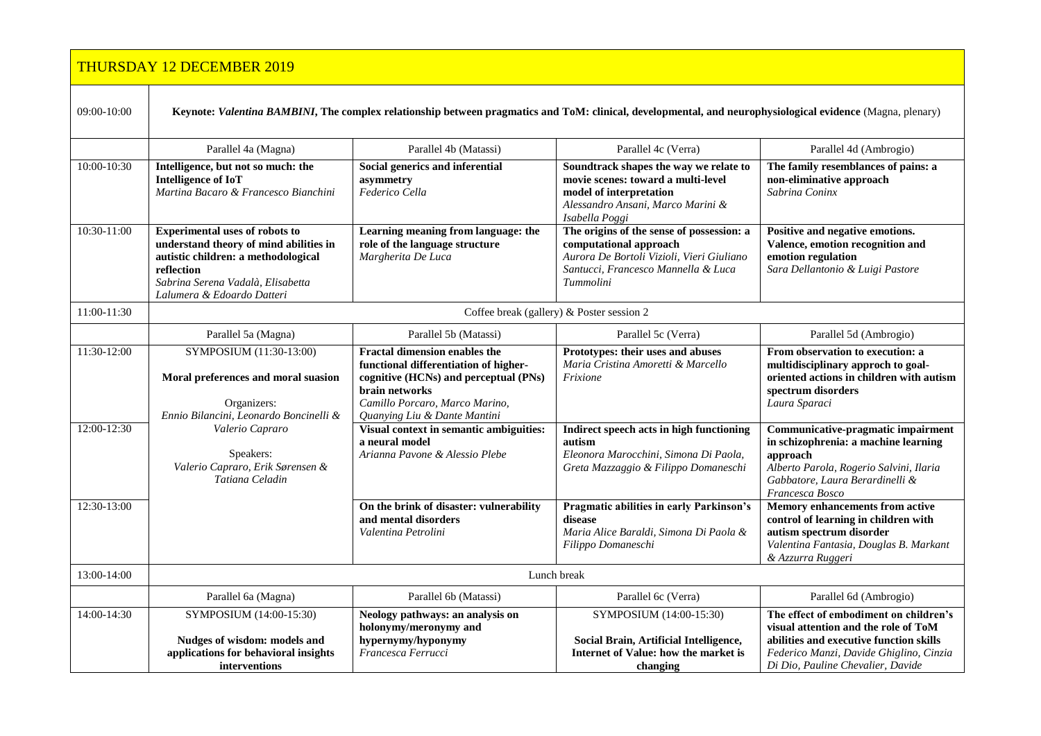## THURSDAY 12 DECEMBER 2019

| | | | | |
|---|---|---|---|---|
| 09:00-10:00 | **Keynote:** ***Valentina BAMBINI*****, The complex relationship between pragmatics and ToM: clinical, developmental, and neurophysiological evidence** (Magna, plenary) | | | |
| | Parallel 4a (Magna) | Parallel 4b (Matassi) | Parallel 4c (Verra) | Parallel 4d (Ambrogio) |
| 10:00-10:30 | **Intelligence, but not so much: the Intelligence of IoT** *Martina Bacaro & Francesco Bianchini* | **Social generics and inferential asymmetry** *Federico Cella* | **Soundtrack shapes the way we relate to movie scenes: toward a multi-level model of interpretation** *Alessandro Ansani, Marco Marini & Isabella Poggi* | **The family resemblances of pains: a non-eliminative approach** *Sabrina Coninx* |
| 10:30-11:00 | **Experimental uses of robots to understand theory of mind abilities in autistic children: a methodological reflection** *Sabrina Serena Vadalà, Elisabetta Lalumera & Edoardo Datteri* | **Learning meaning from language: the role of the language structure** *Margherita De Luca* | **The origins of the sense of possession: a computational approach** *Aurora De Bortoli Vizioli, Vieri Giuliano Santucci, Francesco Mannella & Luca Tummolini* | **Positive and negative emotions. Valence, emotion recognition and emotion regulation** *Sara Dellantonio & Luigi Pastore* |
| 11:00-11:30 | Coffee break (gallery) & Poster session 2 | | | |
| | Parallel 5a (Magna) | Parallel 5b (Matassi) | Parallel 5c (Verra) | Parallel 5d (Ambrogio) |
| 11:30-12:00 | SYMPOSIUM (11:30-13:00) **Moral preferences and moral suasion** Organizers: *Ennio Bilancini, Leonardo Boncinelli & Valerio Capraro* Speakers: *Valerio Capraro, Erik Sørensen & Tatiana Celadin* | **Fractal dimension enables the functional differentiation of higher-cognitive (HCNs) and perceptual (PNs) brain networks** *Camillo Porcaro, Marco Marino, Quanying Liu & Dante Mantini* | **Prototypes: their uses and abuses** *Maria Cristina Amoretti & Marcello Frixione* | **From observation to execution: a multidisciplinary approch to goal-oriented actions in children with autism spectrum disorders** *Laura Sparaci* |
| 12:00-12:30 | | **Visual context in semantic ambiguities: a neural model** *Arianna Pavone & Alessio Plebe* | **Indirect speech acts in high functioning autism** *Eleonora Marocchini, Simona Di Paola, Greta Mazzaggio & Filippo Domaneschi* | **Communicative-pragmatic impairment in schizophrenia: a machine learning approach** *Alberto Parola, Rogerio Salvini, Ilaria Gabbatore, Laura Berardinelli & Francesca Bosco* |
| 12:30-13:00 | | **On the brink of disaster: vulnerability and mental disorders** *Valentina Petrolini* | **Pragmatic abilities in early Parkinson's disease** *Maria Alice Baraldi, Simona Di Paola & Filippo Domaneschi* | **Memory enhancements from active control of learning in children with autism spectrum disorder** *Valentina Fantasia, Douglas B. Markant & Azzurra Ruggeri* |
| 13:00-14:00 | Lunch break | | | |
| | Parallel 6a (Magna) | Parallel 6b (Matassi) | Parallel 6c (Verra) | Parallel 6d (Ambrogio) |
| 14:00-14:30 | SYMPOSIUM (14:00-15:30) **Nudges of wisdom: models and applications for behavioral insights interventions** | **Neology pathways: an analysis on holonymy/meronymy and hypernymy/hyponymy** *Francesca Ferrucci* | SYMPOSIUM (14:00-15:30) **Social Brain, Artificial Intelligence, Internet of Value: how the market is changing** | **The effect of embodiment on children's visual attention and the role of ToM abilities and executive function skills** *Federico Manzi, Davide Ghiglino, Cinzia Di Dio, Pauline Chevalier, Davide* |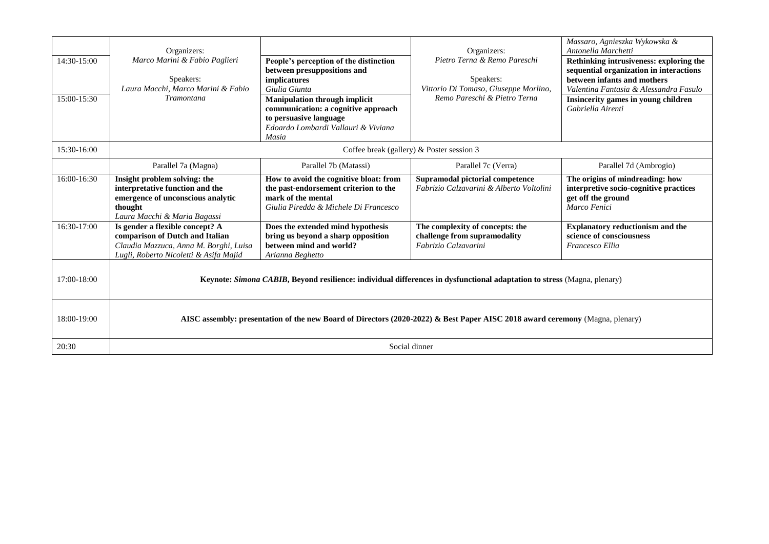| | | | | |
|---|---|---|---|---|
| 14:30-15:00 | Organizers: *Marco Marini & Fabio Paglieri* Speakers: *Laura Macchi, Marco Marini & Fabio Tramontana* | **People's perception of the distinction between presuppositions and implicatures** *Giulia Giunta* | Organizers: *Pietro Terna & Remo Pareschi* Speakers: *Vittorio Di Tomaso, Giuseppe Morlino, Remo Pareschi & Pietro Terna* | *Massaro, Agnieszka Wykowska & Antonella Marchetti* **Rethinking intrusiveness: exploring the sequential organization in interactions between infants and mothers** *Valentina Fantasia & Alessandra Fasulo* |
| 15:00-15:30 | | **Manipulation through implicit communication: a cognitive approach to persuasive language** *Edoardo Lombardi Vallauri & Viviana Masia* | | **Insincerity games in young children** *Gabriella Airenti* |
| 15:30-16:00 | Coffee break (gallery) & Poster session 3 | | | |
| | Parallel 7a (Magna) | Parallel 7b (Matassi) | Parallel 7c (Verra) | Parallel 7d (Ambrogio) |
| 16:00-16:30 | **Insight problem solving: the interpretative function and the emergence of unconscious analytic thought** *Laura Macchi & Maria Bagassi* | **How to avoid the cognitive bloat: from the past-endorsement criterion to the mark of the mental** *Giulia Piredda & Michele Di Francesco* | **Supramodal pictorial competence** *Fabrizio Calzavarini & Alberto Voltolini* | **The origins of mindreading: how interpretive socio-cognitive practices get off the ground** *Marco Fenici* |
| 16:30-17:00 | **Is gender a flexible concept? A comparison of Dutch and Italian** *Claudia Mazzuca, Anna M. Borghi, Luisa Lugli, Roberto Nicoletti & Asifa Majid* | **Does the extended mind hypothesis bring us beyond a sharp opposition between mind and world?** *Arianna Beghetto* | **The complexity of concepts: the challenge from supramodality** *Fabrizio Calzavarini* | **Explanatory reductionism and the science of consciousness** *Francesco Ellia* |
| 17:00-18:00 | **Keynote: *Simona CABIB*, Beyond resilience: individual differences in dysfunctional adaptation to stress** (Magna, plenary) | | | |
| 18:00-19:00 | **AISC assembly: presentation of the new Board of Directors (2020-2022) & Best Paper AISC 2018 award ceremony** (Magna, plenary) | | | |
| 20:30 | Social dinner | | | |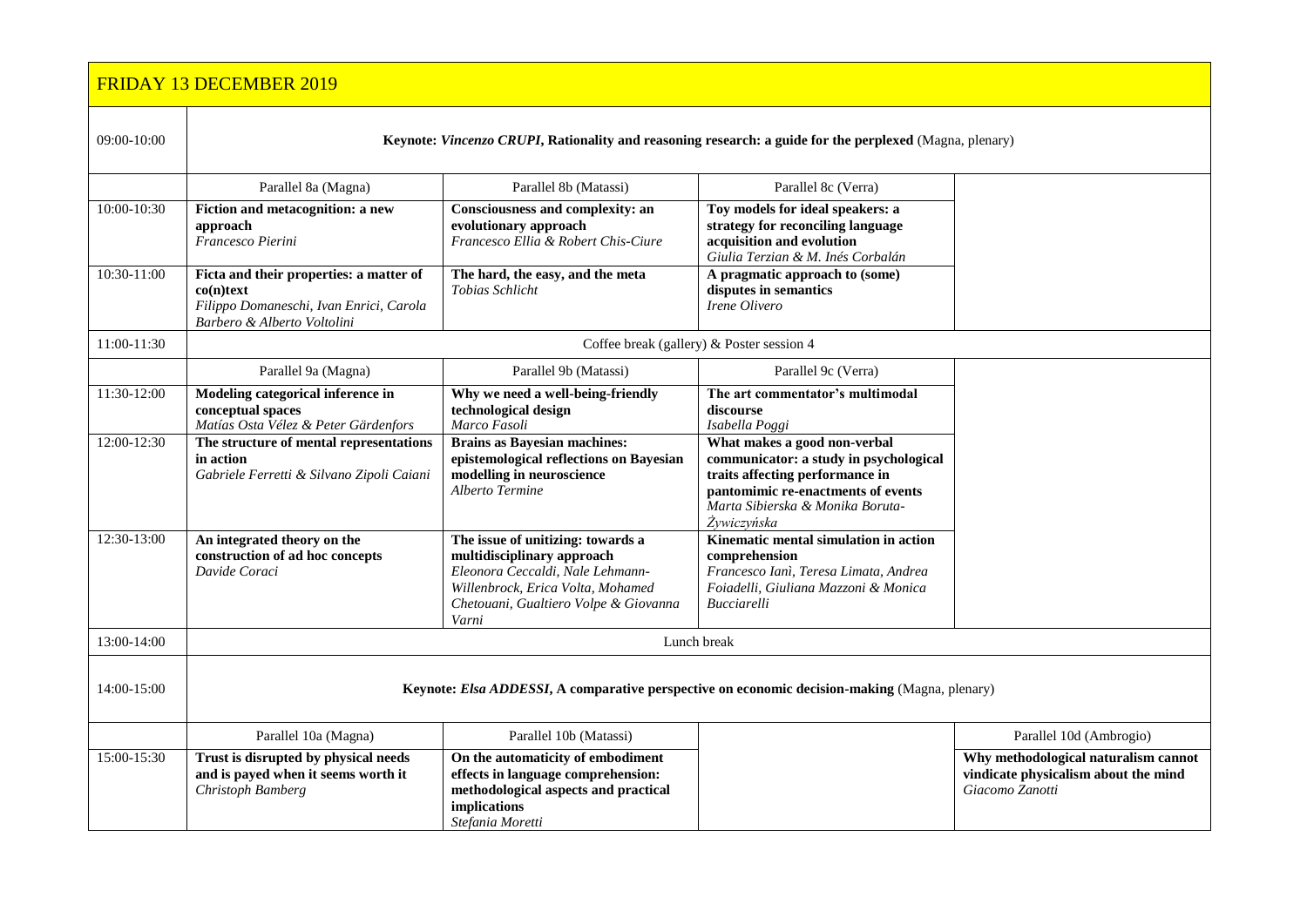## FRIDAY 13 DECEMBER 2019

| | | | | |
|---|---|---|---|---|
| 09:00-10:00 | **Keynote: *Vincenzo CRUPI*, Rationality and reasoning research: a guide for the perplexed** (Magna, plenary) | | | |
| | Parallel 8a (Magna) | Parallel 8b (Matassi) | Parallel 8c (Verra) | |
| 10:00-10:30 | **Fiction and metacognition: a new approach**<br>*Francesco Pierini* | **Consciousness and complexity: an evolutionary approach**<br>*Francesco Ellia & Robert Chis-Ciure* | **Toy models for ideal speakers: a strategy for reconciling language acquisition and evolution**<br>*Giulia Terzian & M. Inés Corbalán* | |
| 10:30-11:00 | **Ficta and their properties: a matter of co(n)text**<br>*Filippo Domaneschi, Ivan Enrici, Carola Barbero & Alberto Voltolini* | **The hard, the easy, and the meta**<br>*Tobias Schlicht* | **A pragmatic approach to (some) disputes in semantics**<br>*Irene Olivero* | |
| 11:00-11:30 | Coffee break (gallery) & Poster session 4 | | | |
| | Parallel 9a (Magna) | Parallel 9b (Matassi) | Parallel 9c (Verra) | |
| 11:30-12:00 | **Modeling categorical inference in conceptual spaces**<br>*Matías Osta Vélez & Peter Gärdenfors* | **Why we need a well-being-friendly technological design**<br>*Marco Fasoli* | **The art commentator's multimodal discourse**<br>*Isabella Poggi* | |
| 12:00-12:30 | **The structure of mental representations in action**<br>*Gabriele Ferretti & Silvano Zipoli Caiani* | **Brains as Bayesian machines: epistemological reflections on Bayesian modelling in neuroscience**<br>*Alberto Termine* | **What makes a good non-verbal communicator: a study in psychological traits affecting performance in pantomimic re-enactments of events**<br>*Marta Sibierska & Monika Boruta-Żywiczyńska* | |
| 12:30-13:00 | **An integrated theory on the construction of ad hoc concepts**<br>*Davide Coraci* | **The issue of unitizing: towards a multidisciplinary approach**<br>*Eleonora Ceccaldi, Nale Lehmann-Willenbrock, Erica Volta, Mohamed Chetouani, Gualtiero Volpe & Giovanna Varni* | **Kinematic mental simulation in action comprehension**<br>*Francesco Ianì, Teresa Limata, Andrea Foiadelli, Giuliana Mazzoni & Monica Bucciarelli* | |
| 13:00-14:00 | Lunch break | | | |
| 14:00-15:00 | **Keynote: *Elsa ADDESSI*, A comparative perspective on economic decision-making** (Magna, plenary) | | | |
| | Parallel 10a (Magna) | Parallel 10b (Matassi) | | Parallel 10d (Ambrogio) |
| 15:00-15:30 | **Trust is disrupted by physical needs and is payed when it seems worth it**<br>*Christoph Bamberg* | **On the automaticity of embodiment effects in language comprehension: methodological aspects and practical implications**<br>*Stefania Moretti* | | **Why methodological naturalism cannot vindicate physicalism about the mind**<br>*Giacomo Zanotti* |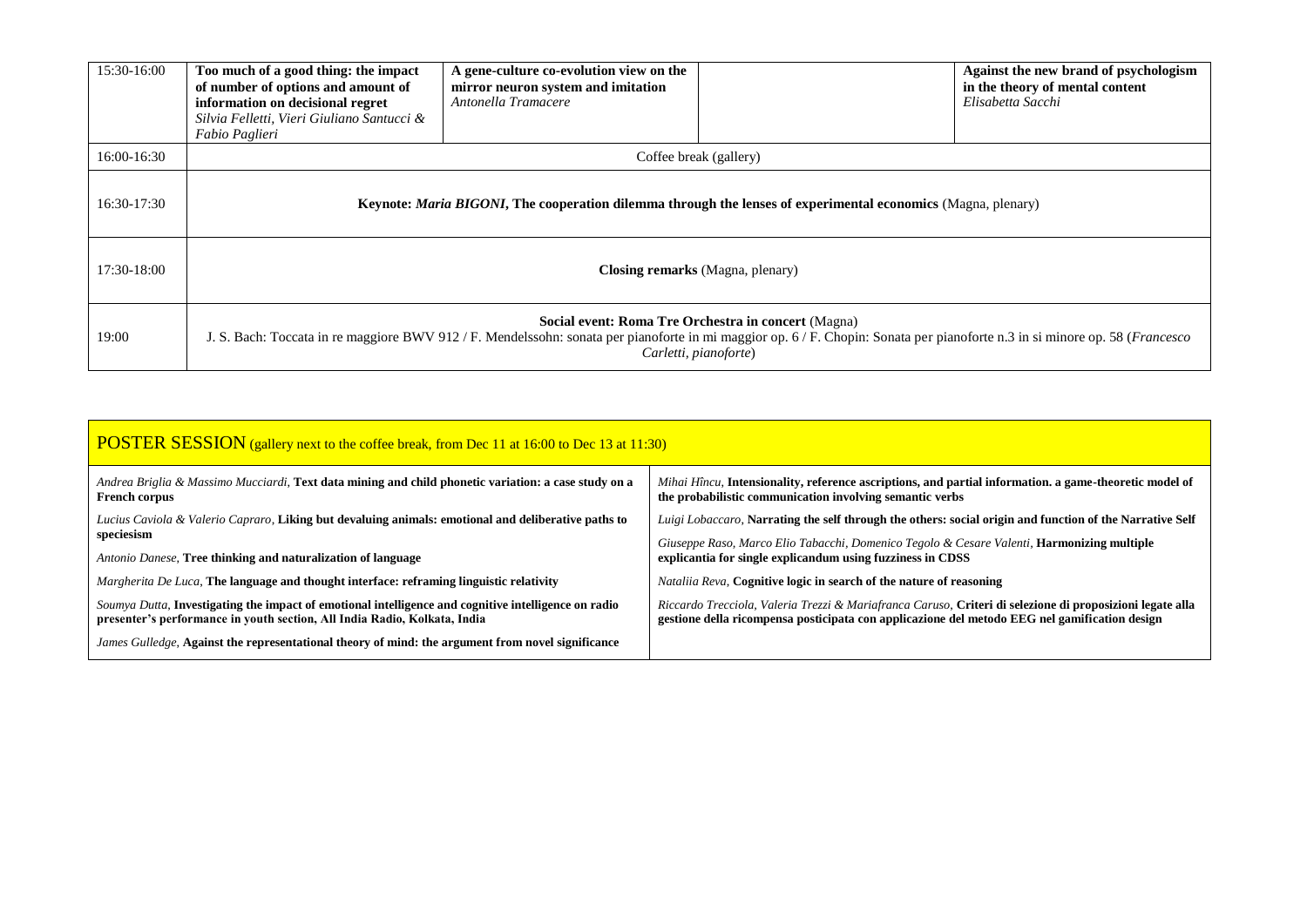| | | | | |
|---|---|---|---|---|
| 15:30-16:00 | **Too much of a good thing: the impact of number of options and amount of information on decisional regret** *Silvia Felletti, Vieri Giuliano Santucci & Fabio Paglieri* | **A gene-culture co-evolution view on the mirror neuron system and imitation** *Antonella Tramacere* | | **Against the new brand of psychologism in the theory of mental content** *Elisabetta Sacchi* |
| 16:00-16:30 | Coffee break (gallery) | | | |
| 16:30-17:30 | **Keynote:** ***Maria BIGONI*****, The cooperation dilemma through the lenses of experimental economics** (Magna, plenary) | | | |
| 17:30-18:00 | **Closing remarks** (Magna, plenary) | | | |
| 19:00 | **Social event: Roma Tre Orchestra in concert** (Magna) J. S. Bach: Toccata in re maggiore BWV 912 / F. Mendelssohn: sonata per pianoforte in mi maggior op. 6 / F. Chopin: Sonata per pianoforte n.3 in si minore op. 58 (*Francesco Carletti, pianoforte*) | | | |

## POSTER SESSION (gallery next to the coffee break, from Dec 11 at 16:00 to Dec 13 at 11:30)

- *Andrea Briglia & Massimo Mucciardi*, **Text data mining and child phonetic variation: a case study on a French corpus**
- *Lucius Caviola & Valerio Capraro*, **Liking but devaluing animals: emotional and deliberative paths to speciesism**
- *Antonio Danese*, **Tree thinking and naturalization of language**
- *Margherita De Luca*, **The language and thought interface: reframing linguistic relativity**
- *Soumya Dutta*, **Investigating the impact of emotional intelligence and cognitive intelligence on radio presenter's performance in youth section, All India Radio, Kolkata, India**
- *James Gulledge*, **Against the representational theory of mind: the argument from novel significance**
- *Mihai Hîncu*, **Intensionality, reference ascriptions, and partial information. a game-theoretic model of the probabilistic communication involving semantic verbs**
- *Luigi Lobaccaro*, **Narrating the self through the others: social origin and function of the Narrative Self**
- *Giuseppe Raso, Marco Elio Tabacchi, Domenico Tegolo & Cesare Valenti*, **Harmonizing multiple explicantia for single explicandum using fuzziness in CDSS**
- *Nataliia Reva*, **Cognitive logic in search of the nature of reasoning**
- *Riccardo Trecciola, Valeria Trezzi & Mariafranca Caruso*, **Criteri di selezione di proposizioni legate alla gestione della ricompensa posticipata con applicazione del metodo EEG nel gamification design**